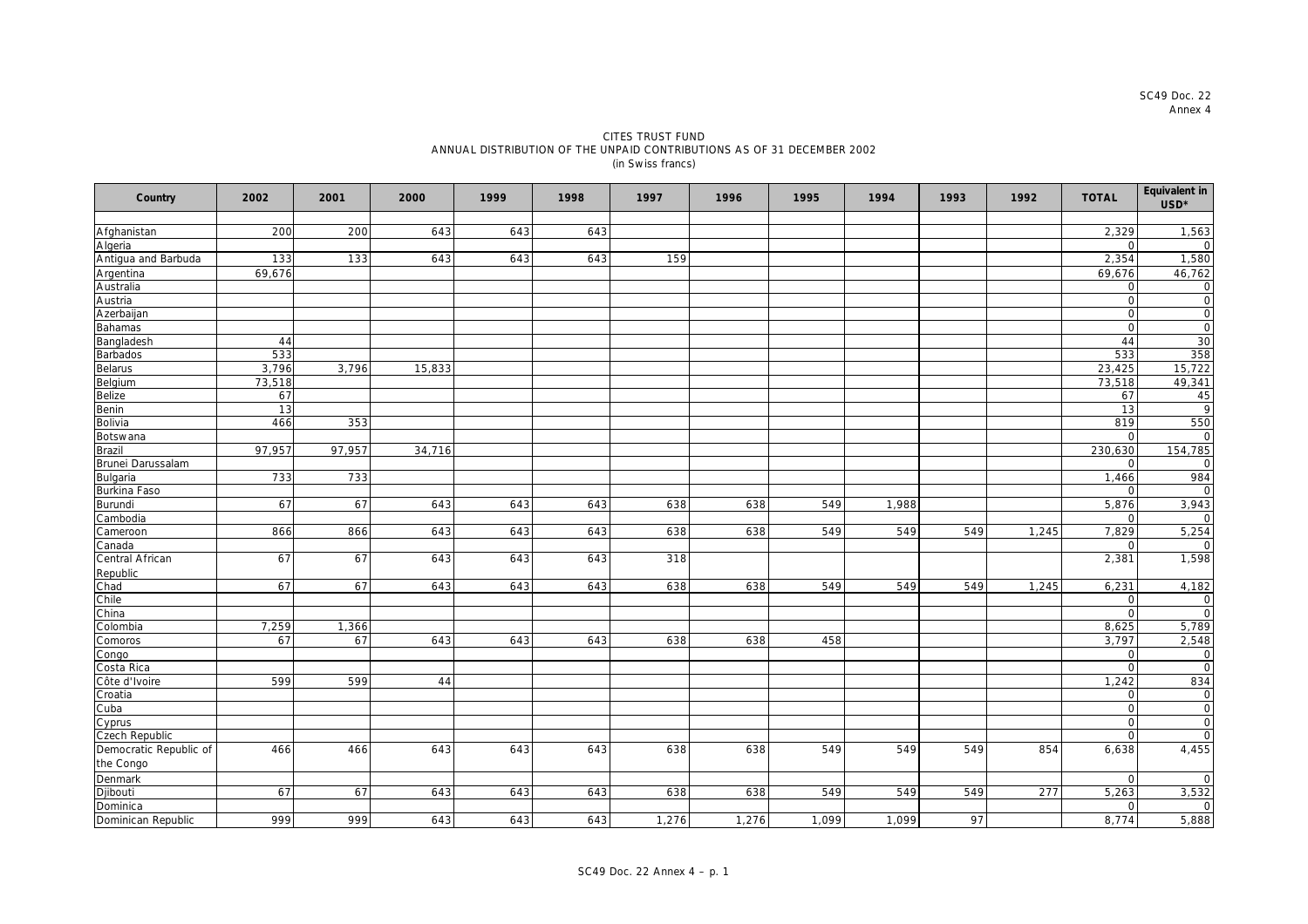SC49 Doc. 22
Annex 4

# CITES TRUST FUND
## ANNUAL DISTRIBUTION OF THE UNPAID CONTRIBUTIONS AS OF 31 DECEMBER 2002
(in Swiss francs)

| Country | 2002 | 2001 | 2000 | 1999 | 1998 | 1997 | 1996 | 1995 | 1994 | 1993 | 1992 | TOTAL | Equivalent in USD* |
|---|---|---|---|---|---|---|---|---|---|---|---|---|---|
| Afghanistan | 200 | 200 | 643 | 643 | 643 | | | | | | | 2,329 | 1,563 |
| Algeria | | | | | | | | | | | | 0 | 0 |
| Antigua and Barbuda | 133 | 133 | 643 | 643 | 643 | 159 | | | | | | 2,354 | 1,580 |
| Argentina | 69,676 | | | | | | | | | | | 69,676 | 46,762 |
| Australia | | | | | | | | | | | | 0 | 0 |
| Austria | | | | | | | | | | | | 0 | 0 |
| Azerbaijan | | | | | | | | | | | | 0 | 0 |
| Bahamas | | | | | | | | | | | | 0 | 0 |
| Bangladesh | 44 | | | | | | | | | | | 44 | 30 |
| Barbados | 533 | | | | | | | | | | | 533 | 358 |
| Belarus | 3,796 | 3,796 | 15,833 | | | | | | | | | 23,425 | 15,722 |
| Belgium | 73,518 | | | | | | | | | | | 73,518 | 49,341 |
| Belize | 67 | | | | | | | | | | | 67 | 45 |
| Benin | 13 | | | | | | | | | | | 13 | 9 |
| Bolivia | 466 | 353 | | | | | | | | | | 819 | 550 |
| Botswana | | | | | | | | | | | | 0 | 0 |
| Brazil | 97,957 | 97,957 | 34,716 | | | | | | | | | 230,630 | 154,785 |
| Brunei Darussalam | | | | | | | | | | | | 0 | 0 |
| Bulgaria | 733 | 733 | | | | | | | | | | 1,466 | 984 |
| Burkina Faso | | | | | | | | | | | | 0 | 0 |
| Burundi | 67 | 67 | 643 | 643 | 643 | 638 | 638 | 549 | 1,988 | | | 5,876 | 3,943 |
| Cambodia | | | | | | | | | | | | 0 | 0 |
| Cameroon | 866 | 866 | 643 | 643 | 643 | 638 | 638 | 549 | 549 | 549 | 1,245 | 7,829 | 5,254 |
| Canada | | | | | | | | | | | | 0 | 0 |
| Central African Republic | 67 | 67 | 643 | 643 | 643 | 318 | | | | | | 2,381 | 1,598 |
| Chad | 67 | 67 | 643 | 643 | 643 | 638 | 638 | 549 | 549 | 549 | 1,245 | 6,231 | 4,182 |
| Chile | | | | | | | | | | | | 0 | 0 |
| China | | | | | | | | | | | | 0 | 0 |
| Colombia | 7,259 | 1,366 | | | | | | | | | | 8,625 | 5,789 |
| Comoros | 67 | 67 | 643 | 643 | 643 | 638 | 638 | 458 | | | | 3,797 | 2,548 |
| Congo | | | | | | | | | | | | 0 | 0 |
| Costa Rica | | | | | | | | | | | | 0 | 0 |
| Côte d'Ivoire | 599 | 599 | 44 | | | | | | | | | 1,242 | 834 |
| Croatia | | | | | | | | | | | | 0 | 0 |
| Cuba | | | | | | | | | | | | 0 | 0 |
| Cyprus | | | | | | | | | | | | 0 | 0 |
| Czech Republic | | | | | | | | | | | | 0 | 0 |
| Democratic Republic of the Congo | 466 | 466 | 643 | 643 | 643 | 638 | 638 | 549 | 549 | 549 | 854 | 6,638 | 4,455 |
| Denmark | | | | | | | | | | | | 0 | 0 |
| Djibouti | 67 | 67 | 643 | 643 | 643 | 638 | 638 | 549 | 549 | 549 | 277 | 5,263 | 3,532 |
| Dominica | | | | | | | | | | | | 0 | 0 |
| Dominican Republic | 999 | 999 | 643 | 643 | 643 | 1,276 | 1,276 | 1,099 | 1,099 | 97 | | 8,774 | 5,888 |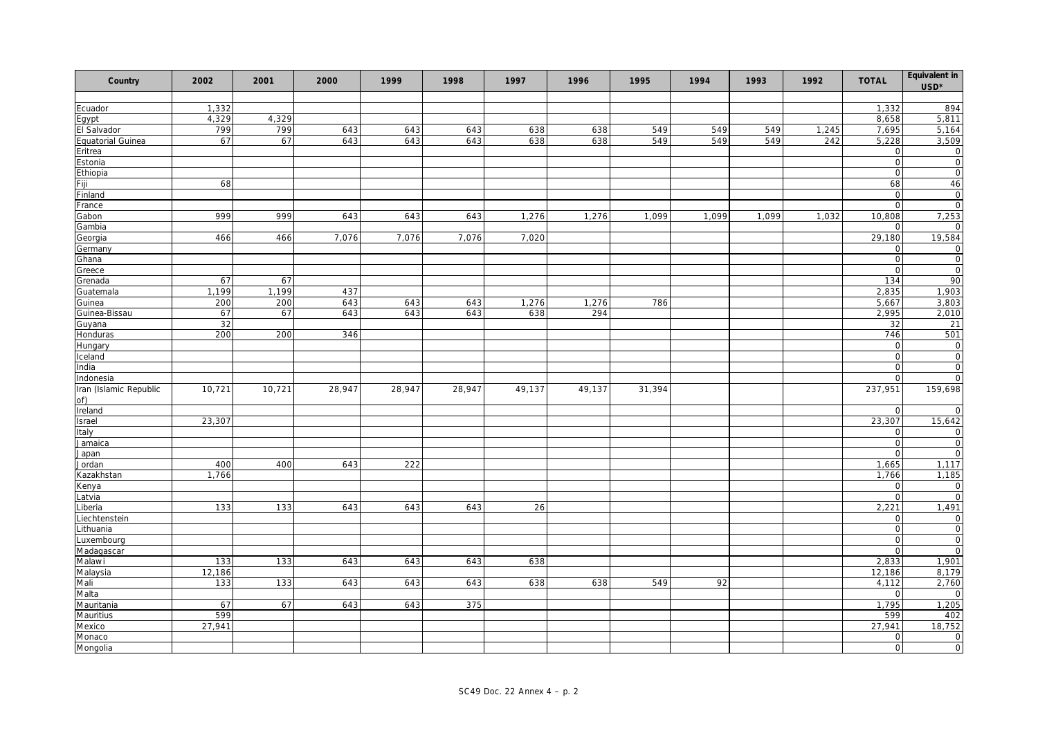| Country | 2002 | 2001 | 2000 | 1999 | 1998 | 1997 | 1996 | 1995 | 1994 | 1993 | 1992 | TOTAL | Equivalent in USD* |
|---|---|---|---|---|---|---|---|---|---|---|---|---|---|
| | | | | | | | | | | | | | |
| Ecuador | 1,332 | | | | | | | | | | | 1,332 | 894 |
| Egypt | 4,329 | 4,329 | | | | | | | | | | 8,658 | 5,811 |
| El Salvador | 799 | 799 | 643 | 643 | 643 | 638 | 638 | 549 | 549 | 549 | 1,245 | 7,695 | 5,164 |
| Equatorial Guinea | 67 | 67 | 643 | 643 | 643 | 638 | 638 | 549 | 549 | 549 | 242 | 5,228 | 3,509 |
| Eritrea | | | | | | | | | | | | 0 | 0 |
| Estonia | | | | | | | | | | | | 0 | 0 |
| Ethiopia | | | | | | | | | | | | 0 | 0 |
| Fiji | 68 | | | | | | | | | | | 68 | 46 |
| Finland | | | | | | | | | | | | 0 | 0 |
| France | | | | | | | | | | | | 0 | 0 |
| Gabon | 999 | 999 | 643 | 643 | 643 | 1,276 | 1,276 | 1,099 | 1,099 | 1,099 | 1,032 | 10,808 | 7,253 |
| Gambia | | | | | | | | | | | | 0 | 0 |
| Georgia | 466 | 466 | 7,076 | 7,076 | 7,076 | 7,020 | | | | | | 29,180 | 19,584 |
| Germany | | | | | | | | | | | | 0 | 0 |
| Ghana | | | | | | | | | | | | 0 | 0 |
| Greece | | | | | | | | | | | | 0 | 0 |
| Grenada | 67 | 67 | | | | | | | | | | 134 | 90 |
| Guatemala | 1,199 | 1,199 | 437 | | | | | | | | | 2,835 | 1,903 |
| Guinea | 200 | 200 | 643 | 643 | 643 | 1,276 | 1,276 | 786 | | | | 5,667 | 3,803 |
| Guinea-Bissau | 67 | 67 | 643 | 643 | 643 | 638 | 294 | | | | | 2,995 | 2,010 |
| Guyana | 32 | | | | | | | | | | | 32 | 21 |
| Honduras | 200 | 200 | 346 | | | | | | | | | 746 | 501 |
| Hungary | | | | | | | | | | | | 0 | 0 |
| Iceland | | | | | | | | | | | | 0 | 0 |
| India | | | | | | | | | | | | 0 | 0 |
| Indonesia | | | | | | | | | | | | 0 | 0 |
| Iran (Islamic Republic of) | 10,721 | 10,721 | 28,947 | 28,947 | 28,947 | 49,137 | 49,137 | 31,394 | | | | 237,951 | 159,698 |
| Ireland | | | | | | | | | | | | 0 | 0 |
| Israel | 23,307 | | | | | | | | | | | 23,307 | 15,642 |
| Italy | | | | | | | | | | | | 0 | 0 |
| Jamaica | | | | | | | | | | | | 0 | 0 |
| Japan | | | | | | | | | | | | 0 | 0 |
| Jordan | 400 | 400 | 643 | 222 | | | | | | | | 1,665 | 1,117 |
| Kazakhstan | 1,766 | | | | | | | | | | | 1,766 | 1,185 |
| Kenya | | | | | | | | | | | | 0 | 0 |
| Latvia | | | | | | | | | | | | 0 | 0 |
| Liberia | 133 | 133 | 643 | 643 | 643 | 26 | | | | | | 2,221 | 1,491 |
| Liechtenstein | | | | | | | | | | | | 0 | 0 |
| Lithuania | | | | | | | | | | | | 0 | 0 |
| Luxembourg | | | | | | | | | | | | 0 | 0 |
| Madagascar | | | | | | | | | | | | 0 | 0 |
| Malawi | 133 | 133 | 643 | 643 | 643 | 638 | | | | | | 2,833 | 1,901 |
| Malaysia | 12,186 | | | | | | | | | | | 12,186 | 8,179 |
| Mali | 133 | 133 | 643 | 643 | 643 | 638 | 638 | 549 | 92 | | | 4,112 | 2,760 |
| Malta | | | | | | | | | | | | 0 | 0 |
| Mauritania | 67 | 67 | 643 | 643 | 375 | | | | | | | 1,795 | 1,205 |
| Mauritius | 599 | | | | | | | | | | | 599 | 402 |
| Mexico | 27,941 | | | | | | | | | | | 27,941 | 18,752 |
| Monaco | | | | | | | | | | | | 0 | 0 |
| Mongolia | | | | | | | | | | | | 0 | 0 |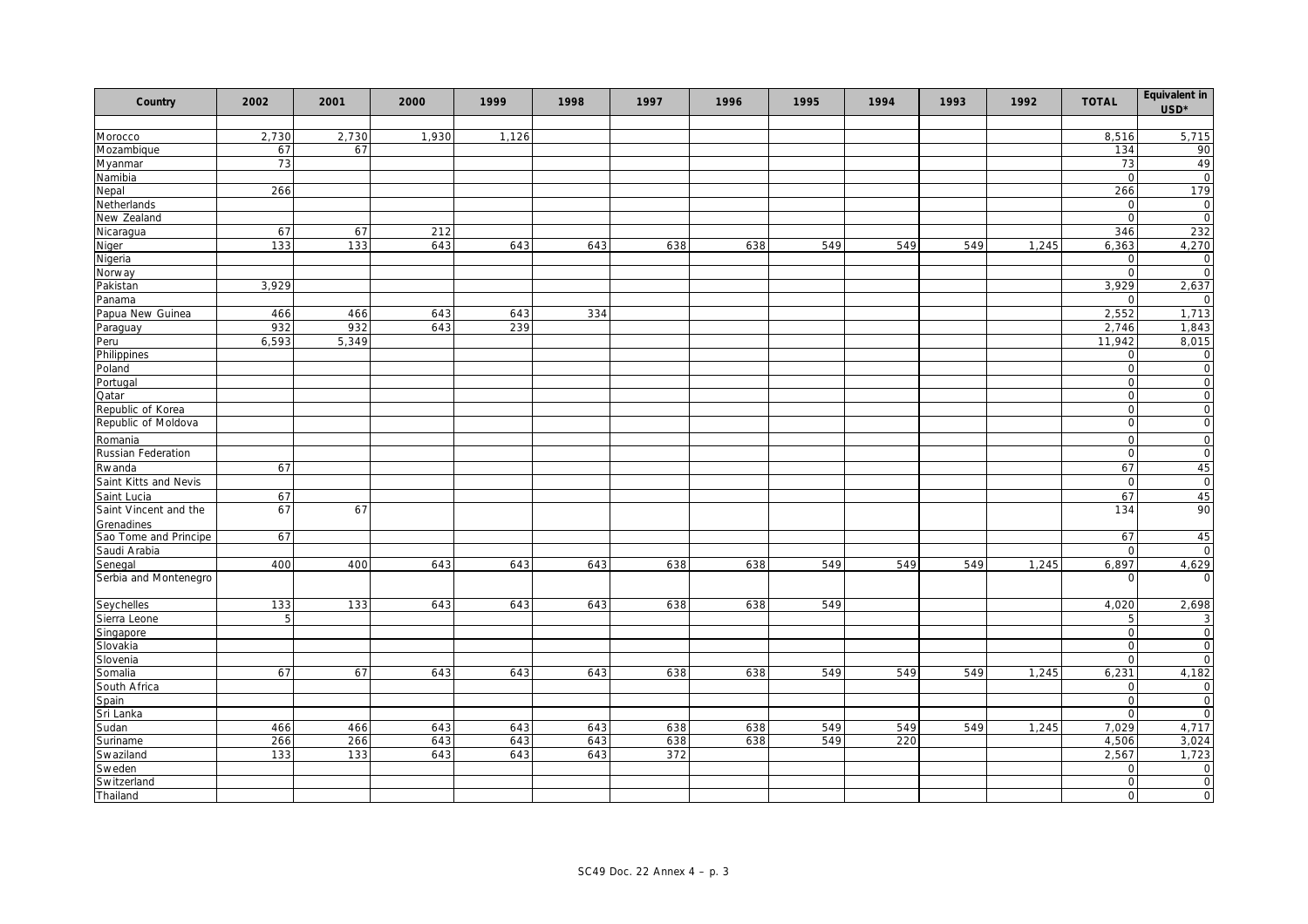| Country | 2002 | 2001 | 2000 | 1999 | 1998 | 1997 | 1996 | 1995 | 1994 | 1993 | 1992 | TOTAL | Equivalent in USD* |
|---|---|---|---|---|---|---|---|---|---|---|---|---|---|
| Morocco | 2,730 | 2,730 | 1,930 | 1,126 | | | | | | | | 8,516 | 5,715 |
| Mozambique | 67 | 67 | | | | | | | | | | 134 | 90 |
| Myanmar | 73 | | | | | | | | | | | 73 | 49 |
| Namibia | | | | | | | | | | | | 0 | 0 |
| Nepal | 266 | | | | | | | | | | | 266 | 179 |
| Netherlands | | | | | | | | | | | | 0 | 0 |
| New Zealand | | | | | | | | | | | | 0 | 0 |
| Nicaragua | 67 | 67 | 212 | | | | | | | | | 346 | 232 |
| Niger | 133 | 133 | 643 | 643 | 643 | 638 | 638 | 549 | 549 | 549 | 1,245 | 6,363 | 4,270 |
| Nigeria | | | | | | | | | | | | 0 | 0 |
| Norway | | | | | | | | | | | | 0 | 0 |
| Pakistan | 3,929 | | | | | | | | | | | 3,929 | 2,637 |
| Panama | | | | | | | | | | | | 0 | 0 |
| Papua New Guinea | 466 | 466 | 643 | 643 | 334 | | | | | | | 2,552 | 1,713 |
| Paraguay | 932 | 932 | 643 | 239 | | | | | | | | 2,746 | 1,843 |
| Peru | 6,593 | 5,349 | | | | | | | | | | 11,942 | 8,015 |
| Philippines | | | | | | | | | | | | 0 | 0 |
| Poland | | | | | | | | | | | | 0 | 0 |
| Portugal | | | | | | | | | | | | 0 | 0 |
| Qatar | | | | | | | | | | | | 0 | 0 |
| Republic of Korea | | | | | | | | | | | | 0 | 0 |
| Republic of Moldova | | | | | | | | | | | | 0 | 0 |
| Romania | | | | | | | | | | | | 0 | 0 |
| Russian Federation | | | | | | | | | | | | 0 | 0 |
| Rwanda | 67 | | | | | | | | | | | 67 | 45 |
| Saint Kitts and Nevis | | | | | | | | | | | | 0 | 0 |
| Saint Lucia | 67 | | | | | | | | | | | 67 | 45 |
| Saint Vincent and the Grenadines | 67 | 67 | | | | | | | | | | 134 | 90 |
| Sao Tome and Principe | 67 | | | | | | | | | | | 67 | 45 |
| Saudi Arabia | | | | | | | | | | | | 0 | 0 |
| Senegal | 400 | 400 | 643 | 643 | 643 | 638 | 638 | 549 | 549 | 549 | 1,245 | 6,897 | 4,629 |
| Serbia and Montenegro | | | | | | | | | | | | 0 | 0 |
| Seychelles | 133 | 133 | 643 | 643 | 643 | 638 | 638 | 549 | | | | 4,020 | 2,698 |
| Sierra Leone | 5 | | | | | | | | | | | 5 | 3 |
| Singapore | | | | | | | | | | | | 0 | 0 |
| Slovakia | | | | | | | | | | | | 0 | 0 |
| Slovenia | | | | | | | | | | | | 0 | 0 |
| Somalia | 67 | 67 | 643 | 643 | 643 | 638 | 638 | 549 | 549 | 549 | 1,245 | 6,231 | 4,182 |
| South Africa | | | | | | | | | | | | 0 | 0 |
| Spain | | | | | | | | | | | | 0 | 0 |
| Sri Lanka | | | | | | | | | | | | 0 | 0 |
| Sudan | 466 | 466 | 643 | 643 | 643 | 638 | 638 | 549 | 549 | 549 | 1,245 | 7,029 | 4,717 |
| Suriname | 266 | 266 | 643 | 643 | 643 | 638 | 638 | 549 | 220 | | | 4,506 | 3,024 |
| Swaziland | 133 | 133 | 643 | 643 | 643 | 372 | | | | | | 2,567 | 1,723 |
| Sweden | | | | | | | | | | | | 0 | 0 |
| Switzerland | | | | | | | | | | | | 0 | 0 |
| Thailand | | | | | | | | | | | | 0 | 0 |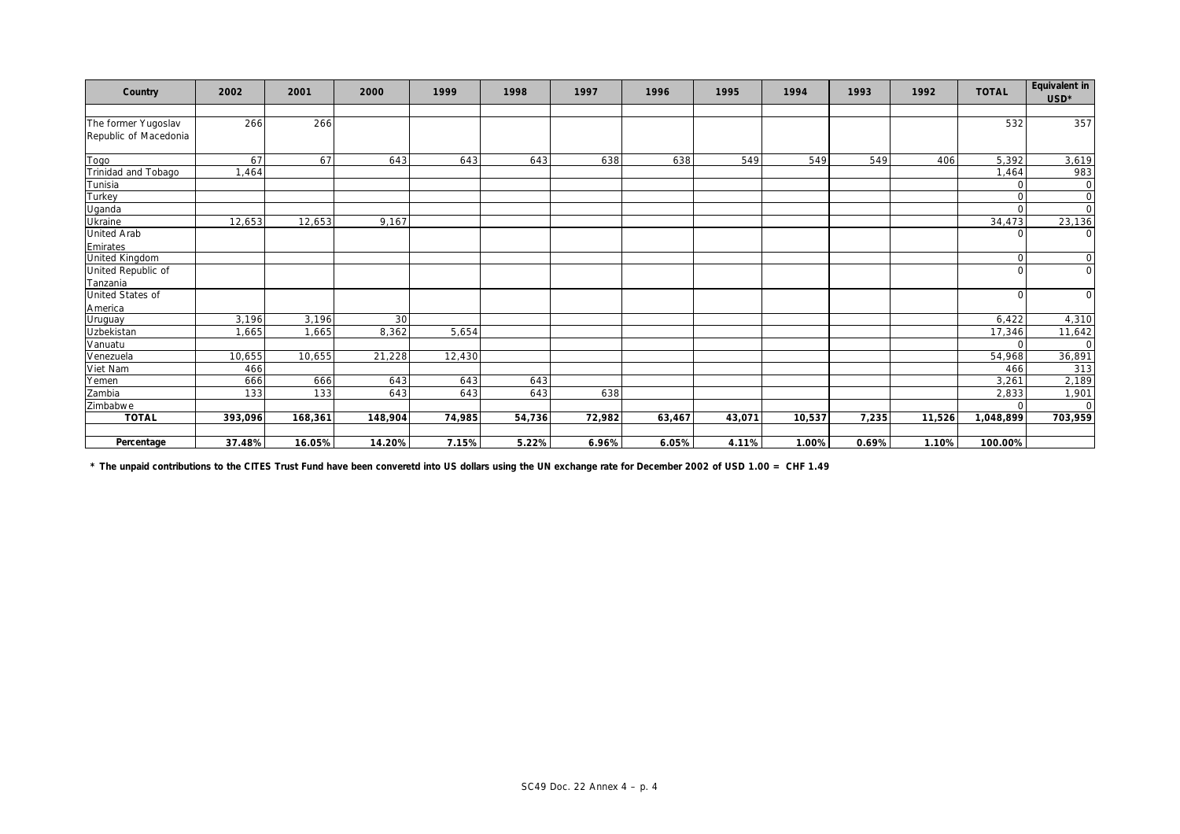| Country | 2002 | 2001 | 2000 | 1999 | 1998 | 1997 | 1996 | 1995 | 1994 | 1993 | 1992 | TOTAL | Equivalent in USD* |
|---|---|---|---|---|---|---|---|---|---|---|---|---|---|
| | | | | | | | | | | | | | |
| The former Yugoslav Republic of Macedonia | 266 | 266 | | | | | | | | | | 532 | 357 |
| Togo | 67 | 67 | 643 | 643 | 643 | 638 | 638 | 549 | 549 | 549 | 406 | 5,392 | 3,619 |
| Trinidad and Tobago | 1,464 | | | | | | | | | | | 1,464 | 983 |
| Tunisia | | | | | | | | | | | | 0 | 0 |
| Turkey | | | | | | | | | | | | 0 | 0 |
| Uganda | | | | | | | | | | | | 0 | 0 |
| Ukraine | 12,653 | 12,653 | 9,167 | | | | | | | | | 34,473 | 23,136 |
| United Arab Emirates | | | | | | | | | | | | 0 | 0 |
| United Kingdom | | | | | | | | | | | | 0 | 0 |
| United Republic of Tanzania | | | | | | | | | | | | 0 | 0 |
| United States of America | | | | | | | | | | | | 0 | 0 |
| Uruguay | 3,196 | 3,196 | 30 | | | | | | | | | 6,422 | 4,310 |
| Uzbekistan | 1,665 | 1,665 | 8,362 | 5,654 | | | | | | | | 17,346 | 11,642 |
| Vanuatu | | | | | | | | | | | | 0 | 0 |
| Venezuela | 10,655 | 10,655 | 21,228 | 12,430 | | | | | | | | 54,968 | 36,891 |
| Viet Nam | 466 | | | | | | | | | | | 466 | 313 |
| Yemen | 666 | 666 | 643 | 643 | 643 | | | | | | | 3,261 | 2,189 |
| Zambia | 133 | 133 | 643 | 643 | 643 | 638 | | | | | | 2,833 | 1,901 |
| Zimbabwe | | | | | | | | | | | | 0 | 0 |
| **TOTAL** | **393,096** | **168,361** | **148,904** | **74,985** | **54,736** | **72,982** | **63,467** | **43,071** | **10,537** | **7,235** | **11,526** | **1,048,899** | **703,959** |
| | | | | | | | | | | | | | |
| **Percentage** | **37.48%** | **16.05%** | **14.20%** | **7.15%** | **5.22%** | **6.96%** | **6.05%** | **4.11%** | **1.00%** | **0.69%** | **1.10%** | **100.00%** | |

**\* The unpaid contributions to the CITES Trust Fund have been converetd into US dollars using the UN exchange rate for December 2002 of USD 1.00 = CHF 1.49**